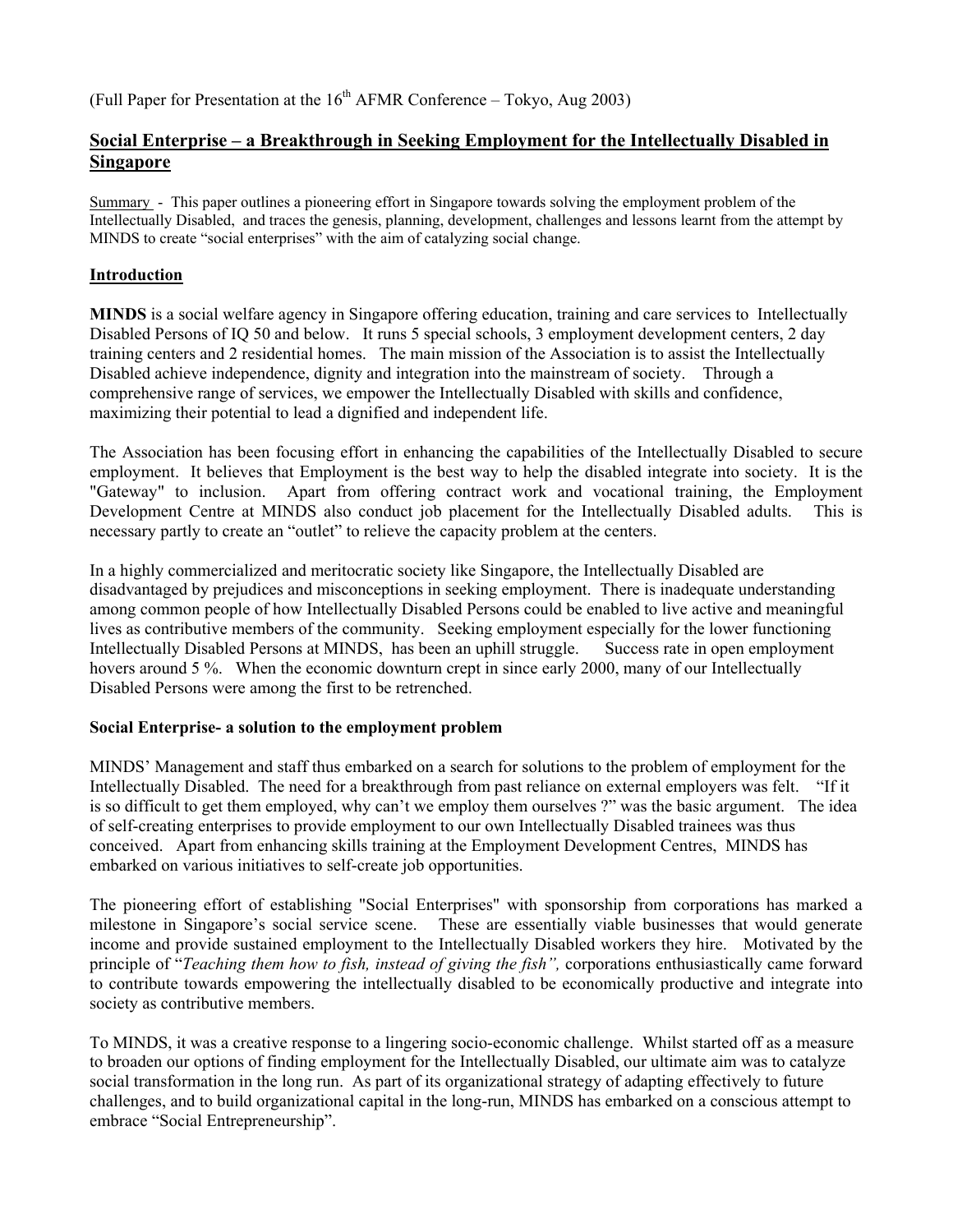(Full Paper for Presentation at the 16th AFMR Conference – Tokyo, Aug 2003)

# Social Enterprise – a Breakthrough in Seeking Employment for the Intellectually Disabled in Singapore

Summary - This paper outlines a pioneering effort in Singapore towards solving the employment problem of the Intellectually Disabled, and traces the genesis, planning, development, challenges and lessons learnt from the attempt by MINDS to create "social enterprises" with the aim of catalyzing social change.

## Introduction

**MINDS** is a social welfare agency in Singapore offering education, training and care services to Intellectually Disabled Persons of IQ 50 and below. It runs 5 special schools, 3 employment development centers, 2 day training centers and 2 residential homes. The main mission of the Association is to assist the Intellectually Disabled achieve independence, dignity and integration into the mainstream of society. Through a comprehensive range of services, we empower the Intellectually Disabled with skills and confidence, maximizing their potential to lead a dignified and independent life.

The Association has been focusing effort in enhancing the capabilities of the Intellectually Disabled to secure employment. It believes that Employment is the best way to help the disabled integrate into society. It is the "Gateway" to inclusion. Apart from offering contract work and vocational training, the Employment Development Centre at MINDS also conduct job placement for the Intellectually Disabled adults. This is necessary partly to create an "outlet" to relieve the capacity problem at the centers.

In a highly commercialized and meritocratic society like Singapore, the Intellectually Disabled are disadvantaged by prejudices and misconceptions in seeking employment. There is inadequate understanding among common people of how Intellectually Disabled Persons could be enabled to live active and meaningful lives as contributive members of the community. Seeking employment especially for the lower functioning Intellectually Disabled Persons at MINDS, has been an uphill struggle. Success rate in open employment hovers around 5 %. When the economic downturn crept in since early 2000, many of our Intellectually Disabled Persons were among the first to be retrenched.

### Social Enterprise- a solution to the employment problem

MINDS' Management and staff thus embarked on a search for solutions to the problem of employment for the Intellectually Disabled. The need for a breakthrough from past reliance on external employers was felt. "If it is so difficult to get them employed, why can't we employ them ourselves ?" was the basic argument. The idea of self-creating enterprises to provide employment to our own Intellectually Disabled trainees was thus conceived. Apart from enhancing skills training at the Employment Development Centres, MINDS has embarked on various initiatives to self-create job opportunities.

The pioneering effort of establishing "Social Enterprises" with sponsorship from corporations has marked a milestone in Singapore's social service scene. These are essentially viable businesses that would generate income and provide sustained employment to the Intellectually Disabled workers they hire. Motivated by the principle of "*Teaching them how to fish, instead of giving the fish",* corporations enthusiastically came forward to contribute towards empowering the intellectually disabled to be economically productive and integrate into society as contributive members.

To MINDS, it was a creative response to a lingering socio-economic challenge. Whilst started off as a measure to broaden our options of finding employment for the Intellectually Disabled, our ultimate aim was to catalyze social transformation in the long run. As part of its organizational strategy of adapting effectively to future challenges, and to build organizational capital in the long-run, MINDS has embarked on a conscious attempt to embrace "Social Entrepreneurship".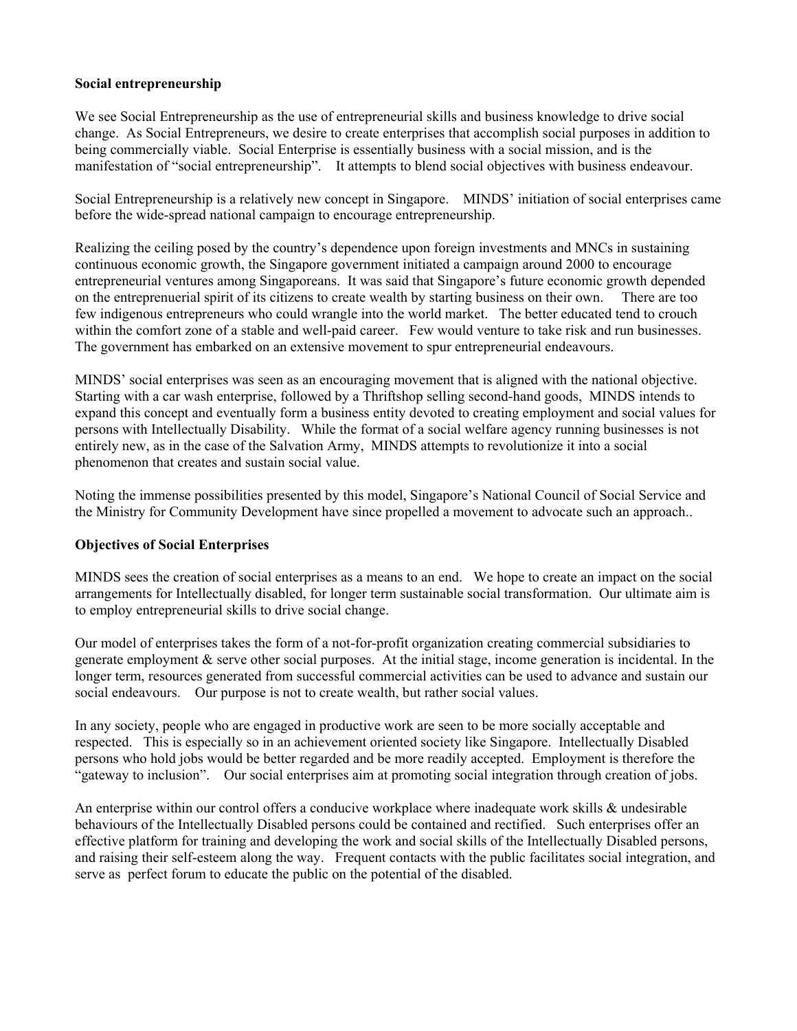**Social entrepreneurship**

We see Social Entrepreneurship as the use of entrepreneurial skills and business knowledge to drive social change. As Social Entrepreneurs, we desire to create enterprises that accomplish social purposes in addition to being commercially viable. Social Enterprise is essentially business with a social mission, and is the manifestation of "social entrepreneurship". It attempts to blend social objectives with business endeavour.

Social Entrepreneurship is a relatively new concept in Singapore. MINDS' initiation of social enterprises came before the wide-spread national campaign to encourage entrepreneurship.

Realizing the ceiling posed by the country's dependence upon foreign investments and MNCs in sustaining continuous economic growth, the Singapore government initiated a campaign around 2000 to encourage entrepreneurial ventures among Singaporeans. It was said that Singapore's future economic growth depended on the entreprenuerial spirit of its citizens to create wealth by starting business on their own. There are too few indigenous entrepreneurs who could wrangle into the world market. The better educated tend to crouch within the comfort zone of a stable and well-paid career. Few would venture to take risk and run businesses. The government has embarked on an extensive movement to spur entrepreneurial endeavours.

MINDS' social enterprises was seen as an encouraging movement that is aligned with the national objective. Starting with a car wash enterprise, followed by a Thriftshop selling second-hand goods, MINDS intends to expand this concept and eventually form a business entity devoted to creating employment and social values for persons with Intellectually Disability. While the format of a social welfare agency running businesses is not entirely new, as in the case of the Salvation Army, MINDS attempts to revolutionize it into a social phenomenon that creates and sustain social value.

Noting the immense possibilities presented by this model, Singapore's National Council of Social Service and the Ministry for Community Development have since propelled a movement to advocate such an approach..

**Objectives of Social Enterprises**

MINDS sees the creation of social enterprises as a means to an end. We hope to create an impact on the social arrangements for Intellectually disabled, for longer term sustainable social transformation. Our ultimate aim is to employ entrepreneurial skills to drive social change.

Our model of enterprises takes the form of a not-for-profit organization creating commercial subsidiaries to generate employment & serve other social purposes. At the initial stage, income generation is incidental. In the longer term, resources generated from successful commercial activities can be used to advance and sustain our social endeavours. Our purpose is not to create wealth, but rather social values.

In any society, people who are engaged in productive work are seen to be more socially acceptable and respected. This is especially so in an achievement oriented society like Singapore. Intellectually Disabled persons who hold jobs would be better regarded and be more readily accepted. Employment is therefore the "gateway to inclusion". Our social enterprises aim at promoting social integration through creation of jobs.

An enterprise within our control offers a conducive workplace where inadequate work skills & undesirable behaviours of the Intellectually Disabled persons could be contained and rectified. Such enterprises offer an effective platform for training and developing the work and social skills of the Intellectually Disabled persons, and raising their self-esteem along the way. Frequent contacts with the public facilitates social integration, and serve as perfect forum to educate the public on the potential of the disabled.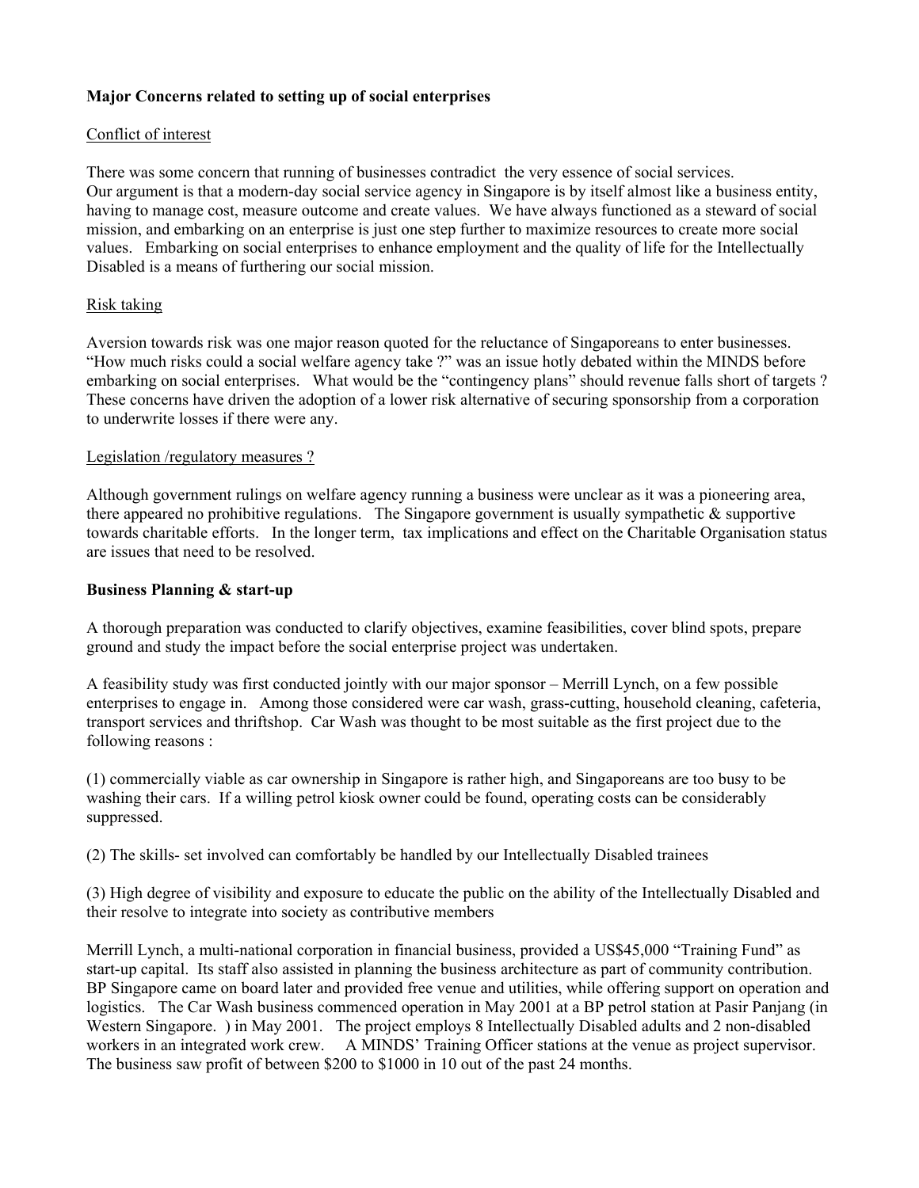**Major Concerns related to setting up of social enterprises**

Conflict of interest

There was some concern that running of businesses contradict the very essence of social services. Our argument is that a modern-day social service agency in Singapore is by itself almost like a business entity, having to manage cost, measure outcome and create values. We have always functioned as a steward of social mission, and embarking on an enterprise is just one step further to maximize resources to create more social values. Embarking on social enterprises to enhance employment and the quality of life for the Intellectually Disabled is a means of furthering our social mission.

Risk taking

Aversion towards risk was one major reason quoted for the reluctance of Singaporeans to enter businesses. "How much risks could a social welfare agency take ?" was an issue hotly debated within the MINDS before embarking on social enterprises. What would be the "contingency plans" should revenue falls short of targets ? These concerns have driven the adoption of a lower risk alternative of securing sponsorship from a corporation to underwrite losses if there were any.

Legislation /regulatory measures ?

Although government rulings on welfare agency running a business were unclear as it was a pioneering area, there appeared no prohibitive regulations. The Singapore government is usually sympathetic & supportive towards charitable efforts. In the longer term, tax implications and effect on the Charitable Organisation status are issues that need to be resolved.

**Business Planning & start-up**

A thorough preparation was conducted to clarify objectives, examine feasibilities, cover blind spots, prepare ground and study the impact before the social enterprise project was undertaken.

A feasibility study was first conducted jointly with our major sponsor – Merrill Lynch, on a few possible enterprises to engage in. Among those considered were car wash, grass-cutting, household cleaning, cafeteria, transport services and thriftshop. Car Wash was thought to be most suitable as the first project due to the following reasons :

(1) commercially viable as car ownership in Singapore is rather high, and Singaporeans are too busy to be washing their cars. If a willing petrol kiosk owner could be found, operating costs can be considerably suppressed.

(2) The skills- set involved can comfortably be handled by our Intellectually Disabled trainees

(3) High degree of visibility and exposure to educate the public on the ability of the Intellectually Disabled and their resolve to integrate into society as contributive members

Merrill Lynch, a multi-national corporation in financial business, provided a US$45,000 "Training Fund" as start-up capital. Its staff also assisted in planning the business architecture as part of community contribution. BP Singapore came on board later and provided free venue and utilities, while offering support on operation and logistics. The Car Wash business commenced operation in May 2001 at a BP petrol station at Pasir Panjang (in Western Singapore. ) in May 2001. The project employs 8 Intellectually Disabled adults and 2 non-disabled workers in an integrated work crew. A MINDS' Training Officer stations at the venue as project supervisor. The business saw profit of between $200 to $1000 in 10 out of the past 24 months.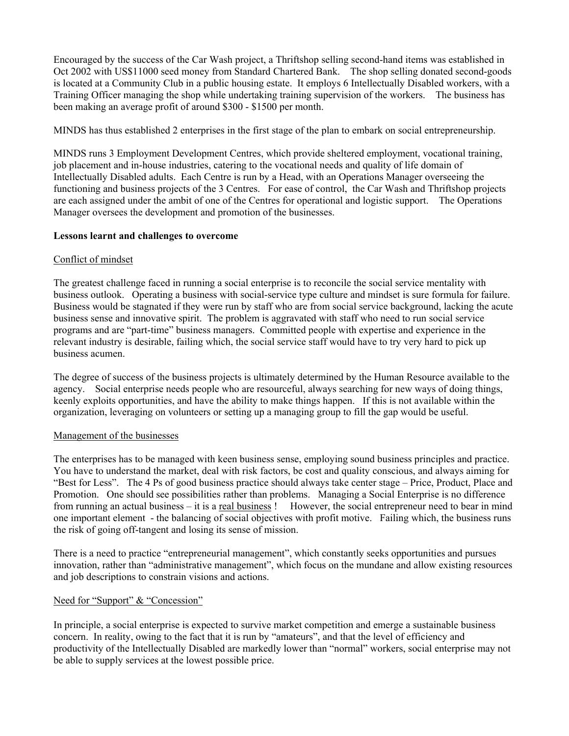Encouraged by the success of the Car Wash project, a Thriftshop selling second-hand items was established in Oct 2002 with US$11000 seed money from Standard Chartered Bank. The shop selling donated second-goods is located at a Community Club in a public housing estate. It employs 6 Intellectually Disabled workers, with a Training Officer managing the shop while undertaking training supervision of the workers. The business has been making an average profit of around $300 - $1500 per month.

MINDS has thus established 2 enterprises in the first stage of the plan to embark on social entrepreneurship.

MINDS runs 3 Employment Development Centres, which provide sheltered employment, vocational training, job placement and in-house industries, catering to the vocational needs and quality of life domain of Intellectually Disabled adults. Each Centre is run by a Head, with an Operations Manager overseeing the functioning and business projects of the 3 Centres. For ease of control, the Car Wash and Thriftshop projects are each assigned under the ambit of one of the Centres for operational and logistic support. The Operations Manager oversees the development and promotion of the businesses.

**Lessons learnt and challenges to overcome**

Conflict of mindset

The greatest challenge faced in running a social enterprise is to reconcile the social service mentality with business outlook. Operating a business with social-service type culture and mindset is sure formula for failure. Business would be stagnated if they were run by staff who are from social service background, lacking the acute business sense and innovative spirit. The problem is aggravated with staff who need to run social service programs and are "part-time" business managers. Committed people with expertise and experience in the relevant industry is desirable, failing which, the social service staff would have to try very hard to pick up business acumen.

The degree of success of the business projects is ultimately determined by the Human Resource available to the agency. Social enterprise needs people who are resourceful, always searching for new ways of doing things, keenly exploits opportunities, and have the ability to make things happen. If this is not available within the organization, leveraging on volunteers or setting up a managing group to fill the gap would be useful.

Management of the businesses

The enterprises has to be managed with keen business sense, employing sound business principles and practice. You have to understand the market, deal with risk factors, be cost and quality conscious, and always aiming for "Best for Less". The 4 Ps of good business practice should always take center stage – Price, Product, Place and Promotion. One should see possibilities rather than problems. Managing a Social Enterprise is no difference from running an actual business – it is a real business ! However, the social entrepreneur need to bear in mind one important element - the balancing of social objectives with profit motive. Failing which, the business runs the risk of going off-tangent and losing its sense of mission.

There is a need to practice "entrepreneurial management", which constantly seeks opportunities and pursues innovation, rather than "administrative management", which focus on the mundane and allow existing resources and job descriptions to constrain visions and actions.

Need for "Support" & "Concession"

In principle, a social enterprise is expected to survive market competition and emerge a sustainable business concern. In reality, owing to the fact that it is run by "amateurs", and that the level of efficiency and productivity of the Intellectually Disabled are markedly lower than "normal" workers, social enterprise may not be able to supply services at the lowest possible price.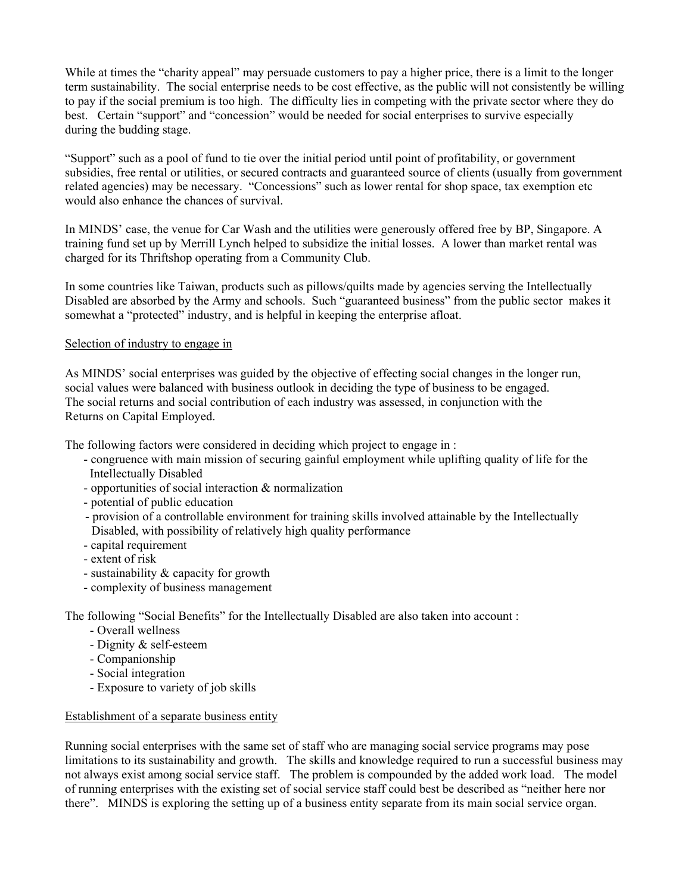While at times the "charity appeal" may persuade customers to pay a higher price, there is a limit to the longer term sustainability. The social enterprise needs to be cost effective, as the public will not consistently be willing to pay if the social premium is too high. The difficulty lies in competing with the private sector where they do best. Certain "support" and "concession" would be needed for social enterprises to survive especially during the budding stage.

"Support" such as a pool of fund to tie over the initial period until point of profitability, or government subsidies, free rental or utilities, or secured contracts and guaranteed source of clients (usually from government related agencies) may be necessary. "Concessions" such as lower rental for shop space, tax exemption etc would also enhance the chances of survival.

In MINDS' case, the venue for Car Wash and the utilities were generously offered free by BP, Singapore. A training fund set up by Merrill Lynch helped to subsidize the initial losses. A lower than market rental was charged for its Thriftshop operating from a Community Club.

In some countries like Taiwan, products such as pillows/quilts made by agencies serving the Intellectually Disabled are absorbed by the Army and schools. Such "guaranteed business" from the public sector makes it somewhat a "protected" industry, and is helpful in keeping the enterprise afloat.

<u>Selection of industry to engage in</u>

As MINDS' social enterprises was guided by the objective of effecting social changes in the longer run, social values were balanced with business outlook in deciding the type of business to be engaged. The social returns and social contribution of each industry was assessed, in conjunction with the Returns on Capital Employed.

The following factors were considered in deciding which project to engage in :

- congruence with main mission of securing gainful employment while uplifting quality of life for the Intellectually Disabled
- opportunities of social interaction & normalization
- potential of public education
- provision of a controllable environment for training skills involved attainable by the Intellectually Disabled, with possibility of relatively high quality performance
- capital requirement
- extent of risk
- sustainability & capacity for growth
- complexity of business management

The following "Social Benefits" for the Intellectually Disabled are also taken into account :

- Overall wellness
- Dignity & self-esteem
- Companionship
- Social integration
- Exposure to variety of job skills

<u>Establishment of a separate business entity</u>

Running social enterprises with the same set of staff who are managing social service programs may pose limitations to its sustainability and growth. The skills and knowledge required to run a successful business may not always exist among social service staff. The problem is compounded by the added work load. The model of running enterprises with the existing set of social service staff could best be described as "neither here nor there". MINDS is exploring the setting up of a business entity separate from its main social service organ.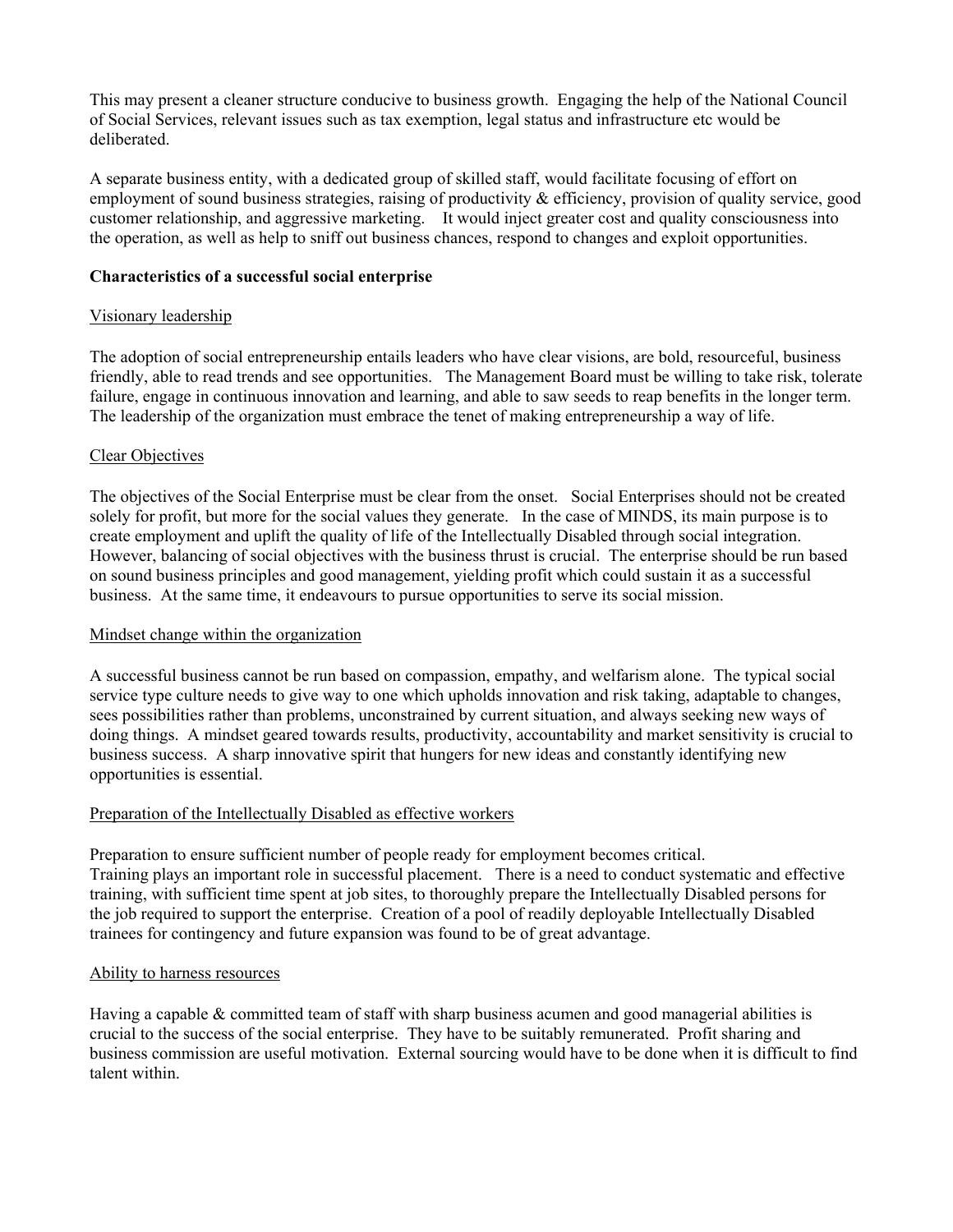This may present a cleaner structure conducive to business growth. Engaging the help of the National Council of Social Services, relevant issues such as tax exemption, legal status and infrastructure etc would be deliberated.

A separate business entity, with a dedicated group of skilled staff, would facilitate focusing of effort on employment of sound business strategies, raising of productivity & efficiency, provision of quality service, good customer relationship, and aggressive marketing. It would inject greater cost and quality consciousness into the operation, as well as help to sniff out business chances, respond to changes and exploit opportunities.

**Characteristics of a successful social enterprise**

<u>Visionary leadership</u>

The adoption of social entrepreneurship entails leaders who have clear visions, are bold, resourceful, business friendly, able to read trends and see opportunities. The Management Board must be willing to take risk, tolerate failure, engage in continuous innovation and learning, and able to saw seeds to reap benefits in the longer term. The leadership of the organization must embrace the tenet of making entrepreneurship a way of life.

<u>Clear Objectives</u>

The objectives of the Social Enterprise must be clear from the onset. Social Enterprises should not be created solely for profit, but more for the social values they generate. In the case of MINDS, its main purpose is to create employment and uplift the quality of life of the Intellectually Disabled through social integration. However, balancing of social objectives with the business thrust is crucial. The enterprise should be run based on sound business principles and good management, yielding profit which could sustain it as a successful business. At the same time, it endeavours to pursue opportunities to serve its social mission.

<u>Mindset change within the organization</u>

A successful business cannot be run based on compassion, empathy, and welfarism alone. The typical social service type culture needs to give way to one which upholds innovation and risk taking, adaptable to changes, sees possibilities rather than problems, unconstrained by current situation, and always seeking new ways of doing things. A mindset geared towards results, productivity, accountability and market sensitivity is crucial to business success. A sharp innovative spirit that hungers for new ideas and constantly identifying new opportunities is essential.

<u>Preparation of the Intellectually Disabled as effective workers</u>

Preparation to ensure sufficient number of people ready for employment becomes critical.
Training plays an important role in successful placement. There is a need to conduct systematic and effective training, with sufficient time spent at job sites, to thoroughly prepare the Intellectually Disabled persons for the job required to support the enterprise. Creation of a pool of readily deployable Intellectually Disabled trainees for contingency and future expansion was found to be of great advantage.

<u>Ability to harness resources</u>

Having a capable & committed team of staff with sharp business acumen and good managerial abilities is crucial to the success of the social enterprise. They have to be suitably remunerated. Profit sharing and business commission are useful motivation. External sourcing would have to be done when it is difficult to find talent within.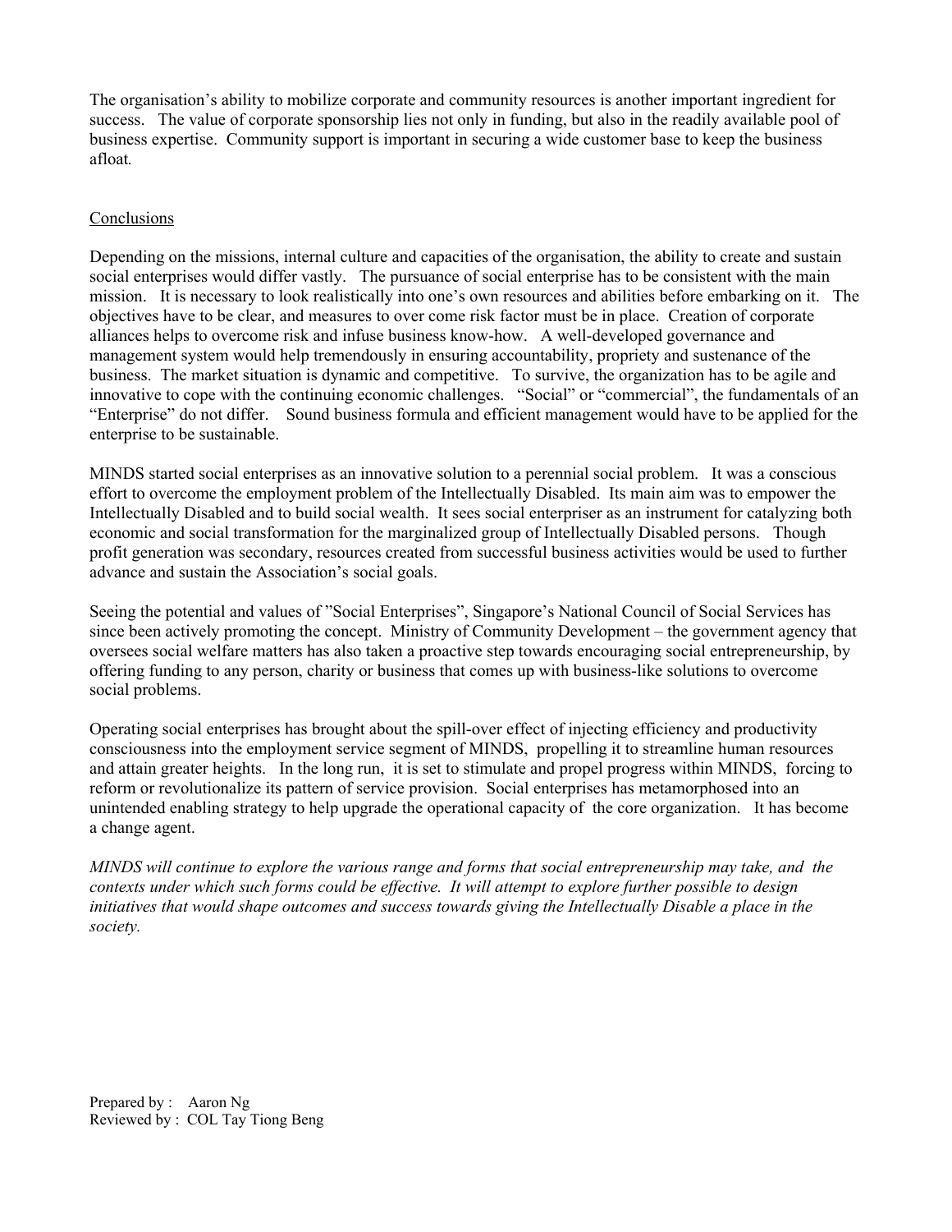The organisation's ability to mobilize corporate and community resources is another important ingredient for success. The value of corporate sponsorship lies not only in funding, but also in the readily available pool of business expertise. Community support is important in securing a wide customer base to keep the business afloat.

## Conclusions

Depending on the missions, internal culture and capacities of the organisation, the ability to create and sustain social enterprises would differ vastly. The pursuance of social enterprise has to be consistent with the main mission. It is necessary to look realistically into one's own resources and abilities before embarking on it. The objectives have to be clear, and measures to over come risk factor must be in place. Creation of corporate alliances helps to overcome risk and infuse business know-how. A well-developed governance and management system would help tremendously in ensuring accountability, propriety and sustenance of the business. The market situation is dynamic and competitive. To survive, the organization has to be agile and innovative to cope with the continuing economic challenges. "Social" or "commercial", the fundamentals of an "Enterprise" do not differ. Sound business formula and efficient management would have to be applied for the enterprise to be sustainable.

MINDS started social enterprises as an innovative solution to a perennial social problem. It was a conscious effort to overcome the employment problem of the Intellectually Disabled. Its main aim was to empower the Intellectually Disabled and to build social wealth. It sees social enterpriser as an instrument for catalyzing both economic and social transformation for the marginalized group of Intellectually Disabled persons. Though profit generation was secondary, resources created from successful business activities would be used to further advance and sustain the Association's social goals.

Seeing the potential and values of "Social Enterprises", Singapore's National Council of Social Services has since been actively promoting the concept. Ministry of Community Development – the government agency that oversees social welfare matters has also taken a proactive step towards encouraging social entrepreneurship, by offering funding to any person, charity or business that comes up with business-like solutions to overcome social problems.

Operating social enterprises has brought about the spill-over effect of injecting efficiency and productivity consciousness into the employment service segment of MINDS, propelling it to streamline human resources and attain greater heights. In the long run, it is set to stimulate and propel progress within MINDS, forcing to reform or revolutionalize its pattern of service provision. Social enterprises has metamorphosed into an unintended enabling strategy to help upgrade the operational capacity of the core organization. It has become a change agent.

*MINDS will continue to explore the various range and forms that social entrepreneurship may take, and the contexts under which such forms could be effective. It will attempt to explore further possible to design initiatives that would shape outcomes and success towards giving the Intellectually Disable a place in the society.*

Prepared by : Aaron Ng
Reviewed by : COL Tay Tiong Beng